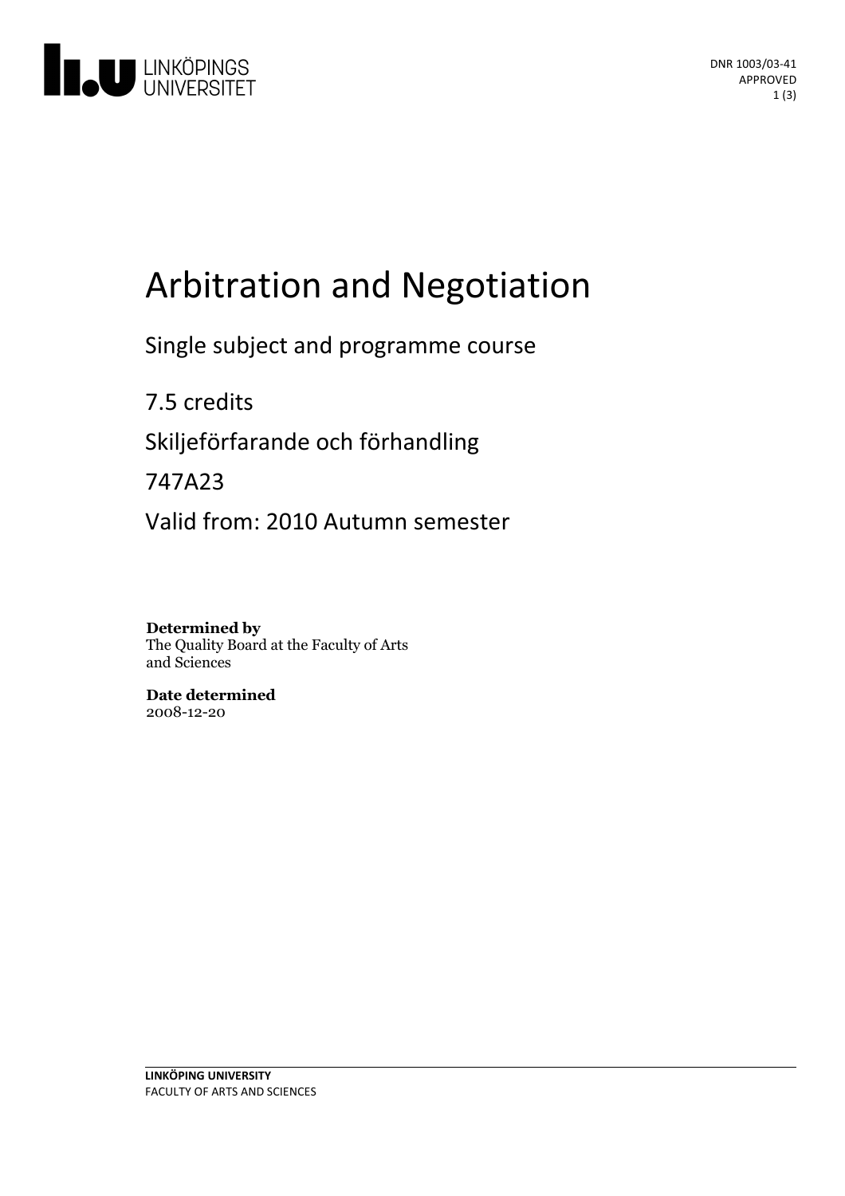DNR 1003/03-41
APPROVED

# Arbitration and Negotiation

Single subject and programme course

7.5 credits

Skiljeförfarande och förhandling

747A23

Valid from: 2010 Autumn semester

**Determined by**
The Quality Board at the Faculty of Arts and Sciences

**Date determined**
2008-12-20

LINKÖPING UNIVERSITY
FACULTY OF ARTS AND SCIENCES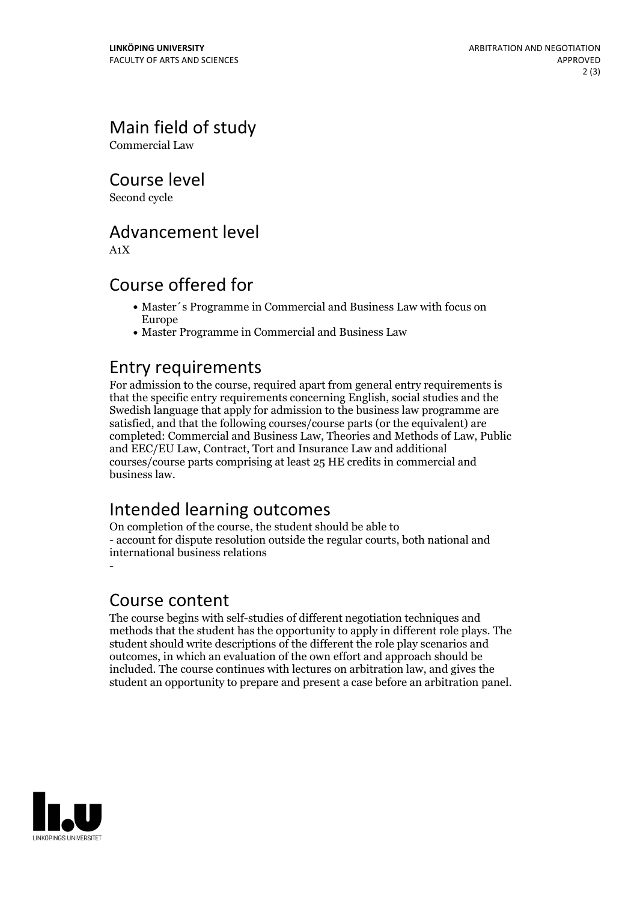## Main field of study

Commercial Law

## Course level

Second cycle

## Advancement level

A1X

## Course offered for

- Master´s Programme in Commercial and Business Law with focus on Europe
- Master Programme in Commercial and Business Law

## Entry requirements

For admission to the course, required apart from general entry requirements is that the specific entry requirements concerning English, social studies and the Swedish language that apply for admission to the business law programme are satisfied, and that the following courses/course parts (or the equivalent) are completed: Commercial and Business Law, Theories and Methods of Law, Public and EEC/EU Law, Contract, Tort and Insurance Law and additional courses/course parts comprising at least 25 HE credits in commercial and business law.

## Intended learning outcomes

On completion of the course, the student should be able to
- account for dispute resolution outside the regular courts, both national and international business relations
-

## Course content

The course begins with self-studies of different negotiation techniques and methods that the student has the opportunity to apply in different role plays. The student should write descriptions of the different the role play scenarios and outcomes, in which an evaluation of the own effort and approach should be included. The course continues with lectures on arbitration law, and gives the student an opportunity to prepare and present a case before an arbitration panel.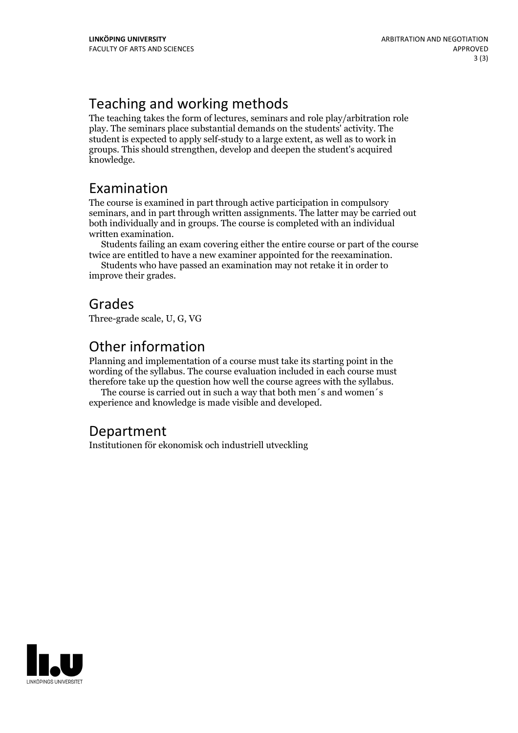## Teaching and working methods

The teaching takes the form of lectures, seminars and role play/arbitration role play. The seminars place substantial demands on the students' activity. The student is expected to apply self-study to a large extent, as well as to work in groups. This should strengthen, develop and deepen the student's acquired knowledge.

## Examination

The course is examined in part through active participation in compulsory seminars, and in part through written assignments. The latter may be carried out both individually and in groups. The course is completed with an individual written examination.

Students failing an exam covering either the entire course or part of the course twice are entitled to have a new examiner appointed for the reexamination.

Students who have passed an examination may not retake it in order to improve their grades.

## Grades

Three-grade scale, U, G, VG

## Other information

Planning and implementation of a course must take its starting point in the wording of the syllabus. The course evaluation included in each course must therefore take up the question how well the course agrees with the syllabus.

The course is carried out in such a way that both men´s and women´s experience and knowledge is made visible and developed.

## Department

Institutionen för ekonomisk och industriell utveckling